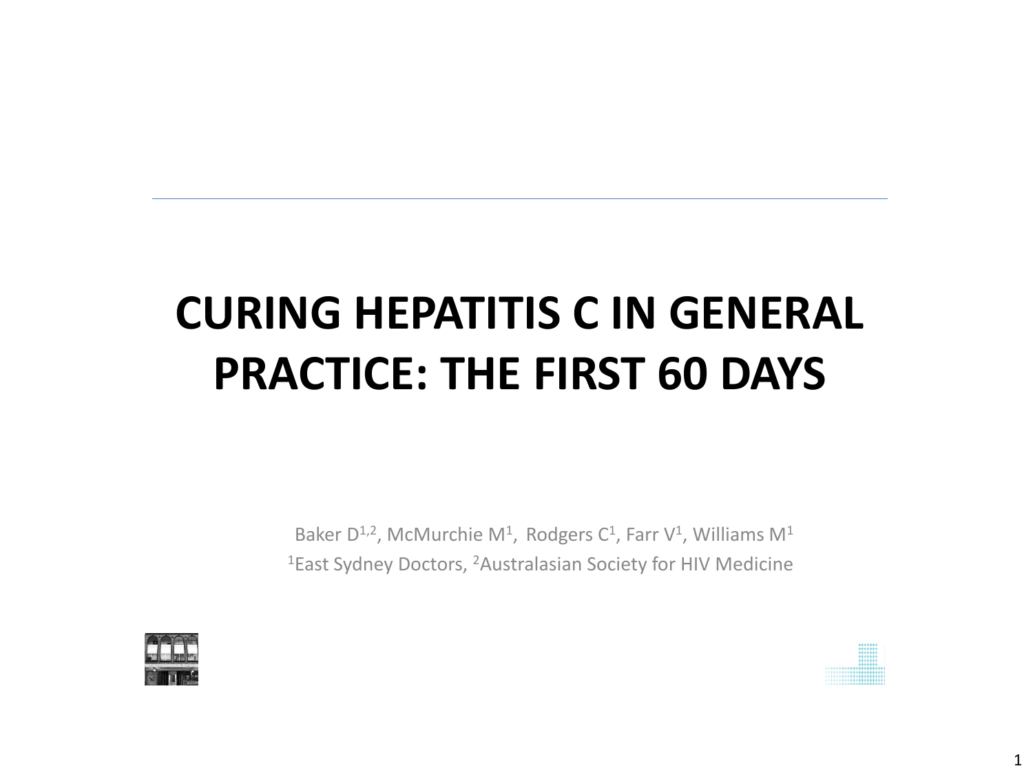# CURING HEPATITIS C IN GENERAL PRACTICE: THE FIRST 60 DAYS

Baker D[1,2], McMurchie M[1], Rodgers C[1], Farr V[1], Williams M[1]

[1]East Sydney Doctors, [2]Australasian Society for HIV Medicine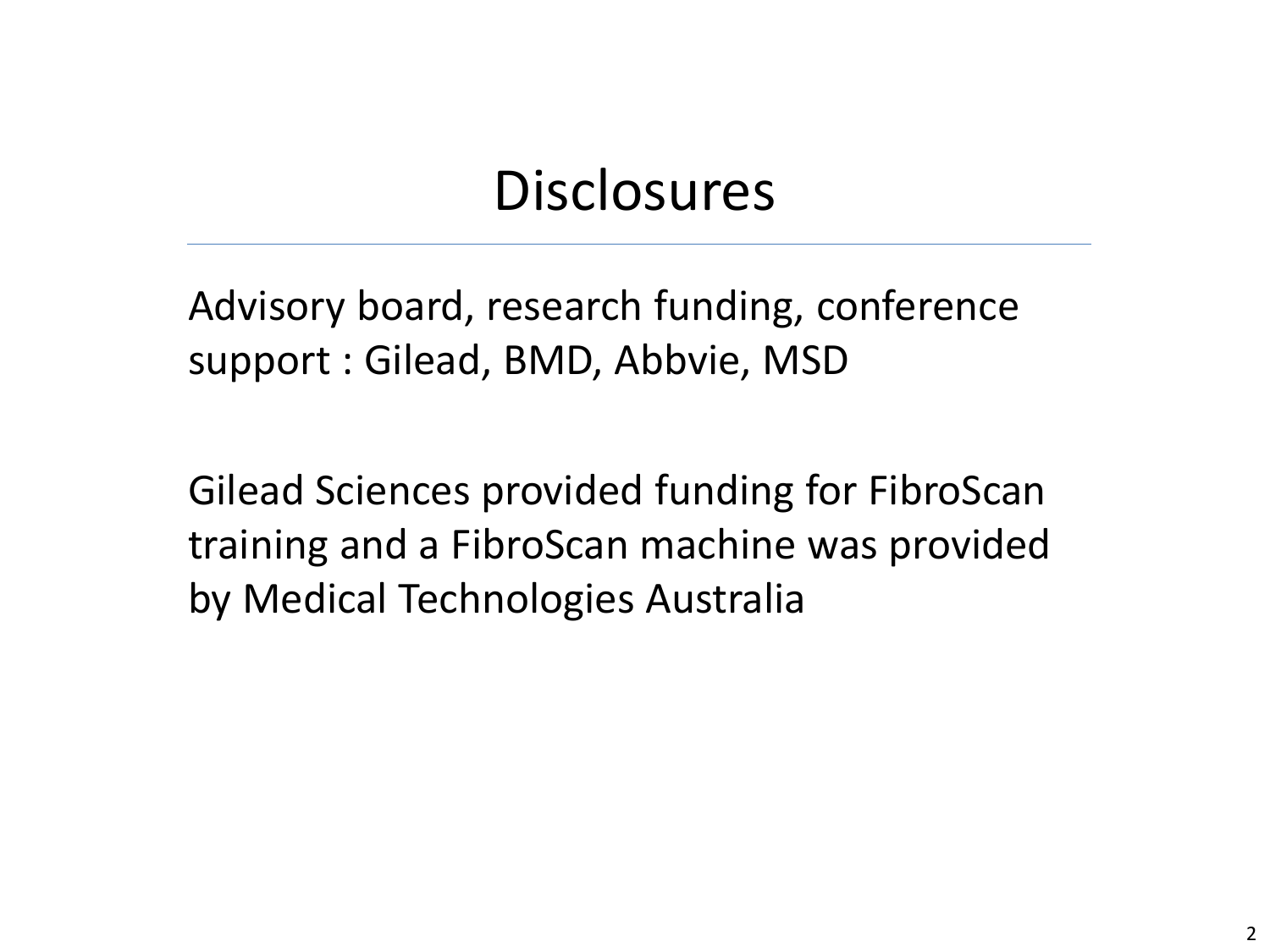# Disclosures

Advisory board, research funding, conference support : Gilead, BMD, Abbvie, MSD

Gilead Sciences provided funding for FibroScan training and a FibroScan machine was provided by Medical Technologies Australia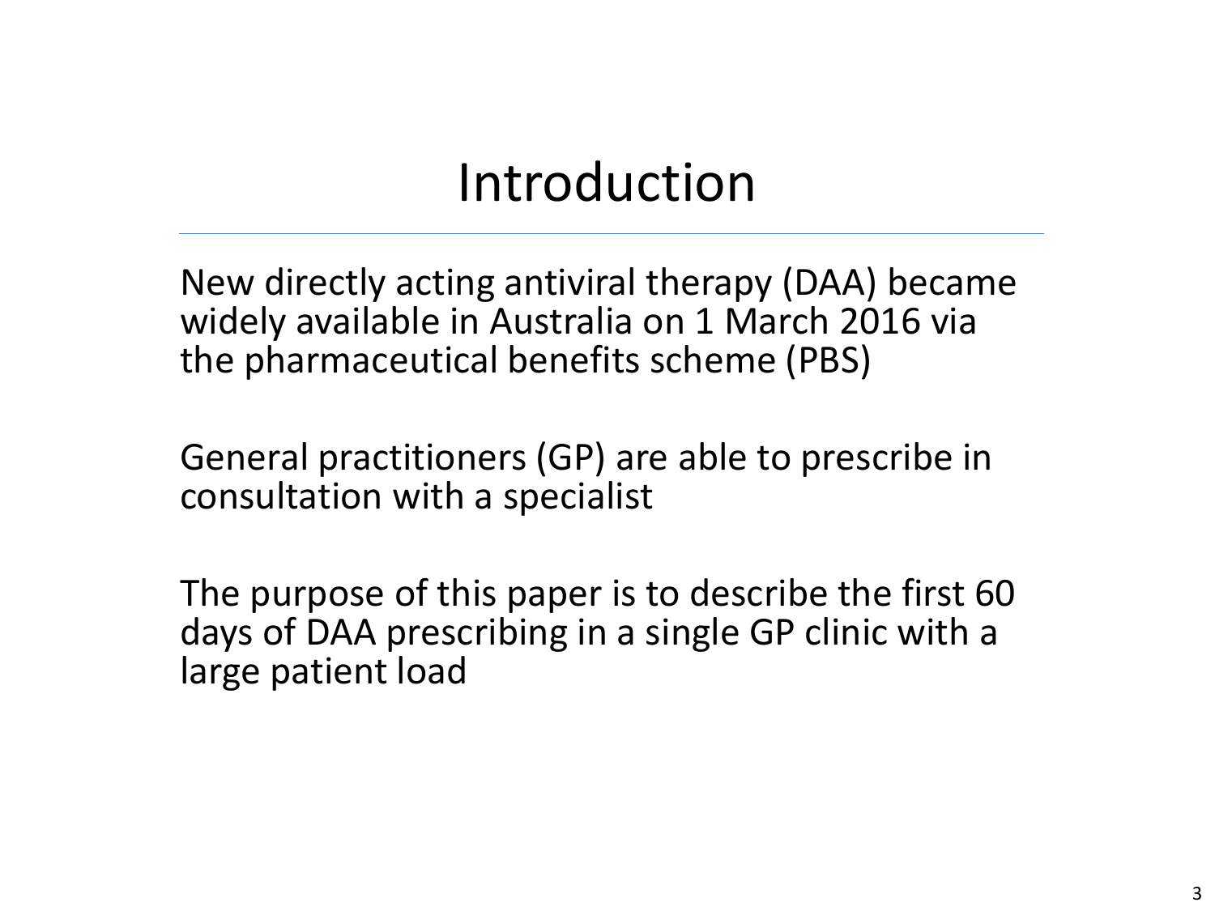# Introduction

New directly acting antiviral therapy (DAA) became widely available in Australia on 1 March 2016 via the pharmaceutical benefits scheme (PBS)

General practitioners (GP) are able to prescribe in consultation with a specialist

The purpose of this paper is to describe the first 60 days of DAA prescribing in a single GP clinic with a large patient load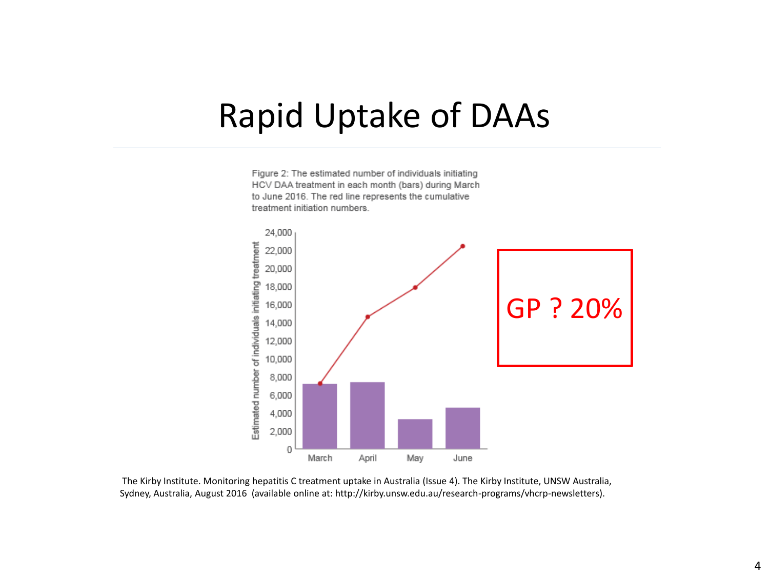# Rapid Uptake of DAAs

Figure 2: The estimated number of individuals initiating HCV DAA treatment in each month (bars) during March to June 2016. The red line represents the cumulative treatment initiation numbers.

GP ? 20%

The Kirby Institute. Monitoring hepatitis C treatment uptake in Australia (Issue 4). The Kirby Institute, UNSW Australia, Sydney, Australia, August 2016 (available online at: http://kirby.unsw.edu.au/research-programs/vhcrp-newsletters).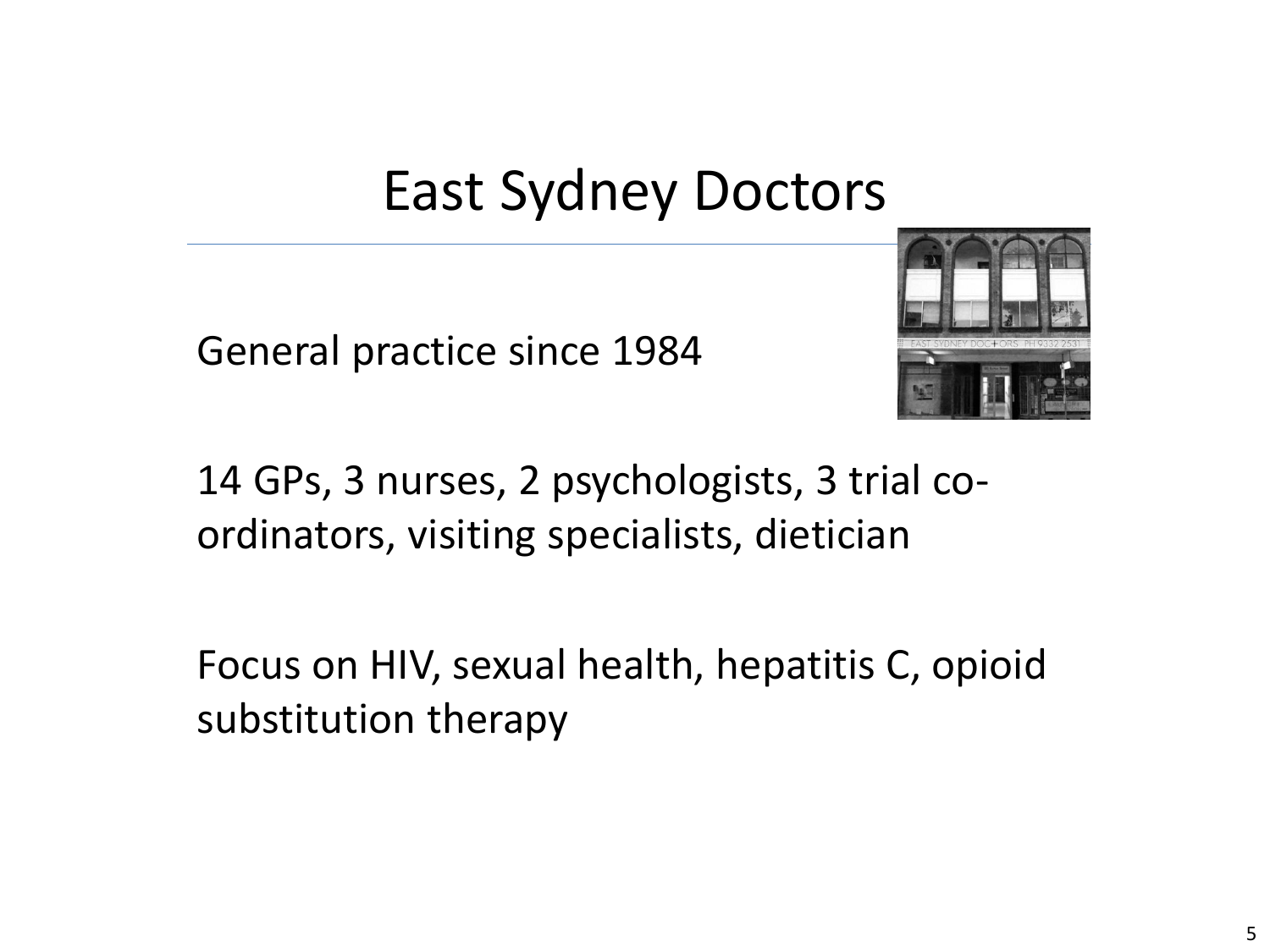# East Sydney Doctors

General practice since 1984

14 GPs, 3 nurses, 2 psychologists, 3 trial co-ordinators, visiting specialists, dietician

Focus on HIV, sexual health, hepatitis C, opioid substitution therapy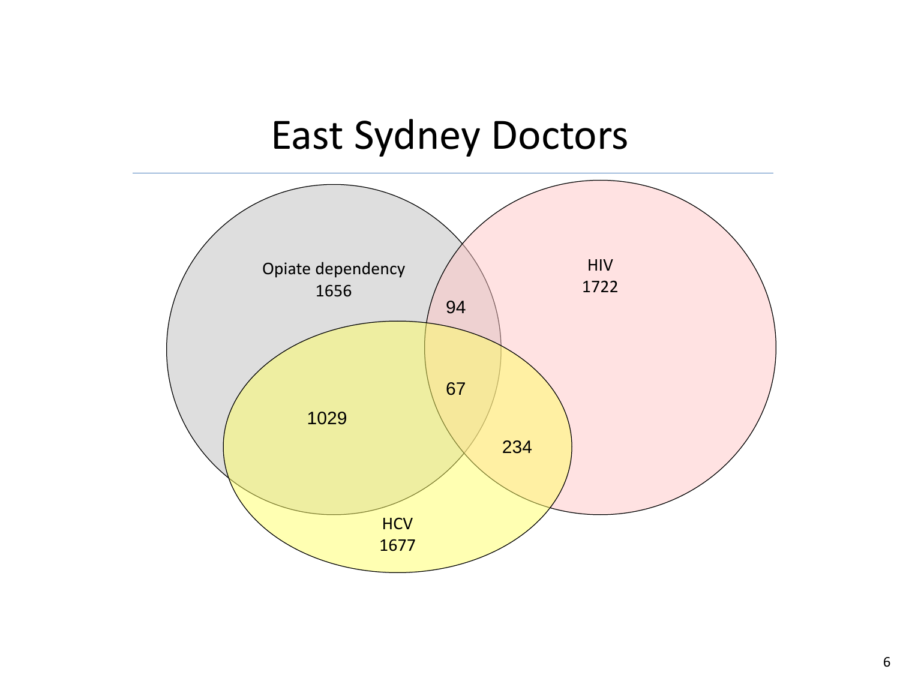# East Sydney Doctors

Opiate dependency
1656

HIV
1722

HCV
1677

94

67

1029

234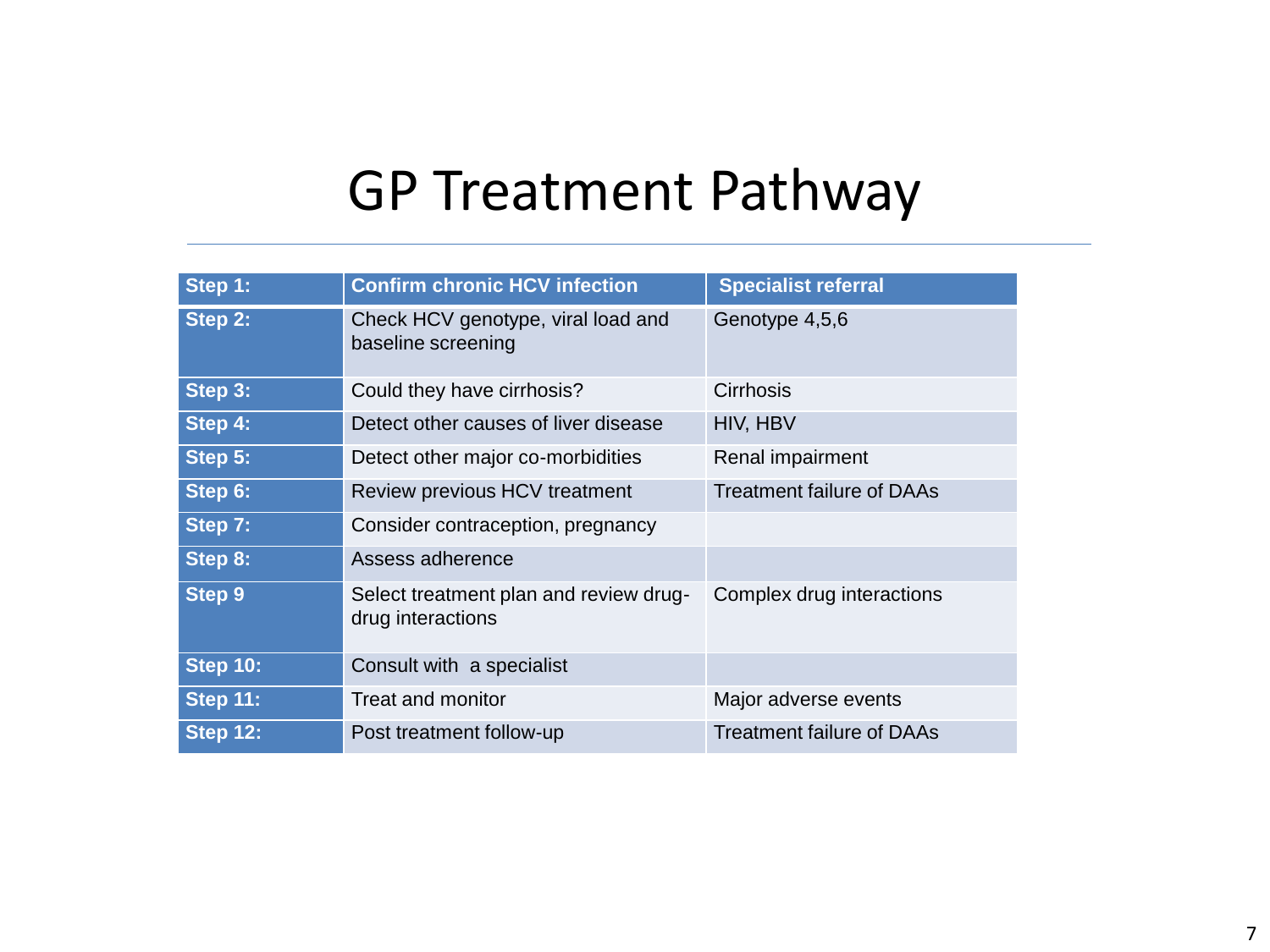# GP Treatment Pathway

| Step 1: | Confirm chronic HCV infection | Specialist referral |
|---|---|---|
| Step 2: | Check HCV genotype, viral load and baseline screening | Genotype 4,5,6 |
| Step 3: | Could they have cirrhosis? | Cirrhosis |
| Step 4: | Detect other causes of liver disease | HIV, HBV |
| Step 5: | Detect other major co-morbidities | Renal impairment |
| Step 6: | Review previous HCV treatment | Treatment failure of DAAs |
| Step 7: | Consider contraception, pregnancy | |
| Step 8: | Assess adherence | |
| Step 9 | Select treatment plan and review drug-drug interactions | Complex drug interactions |
| Step 10: | Consult with a specialist | |
| Step 11: | Treat and monitor | Major adverse events |
| Step 12: | Post treatment follow-up | Treatment failure of DAAs |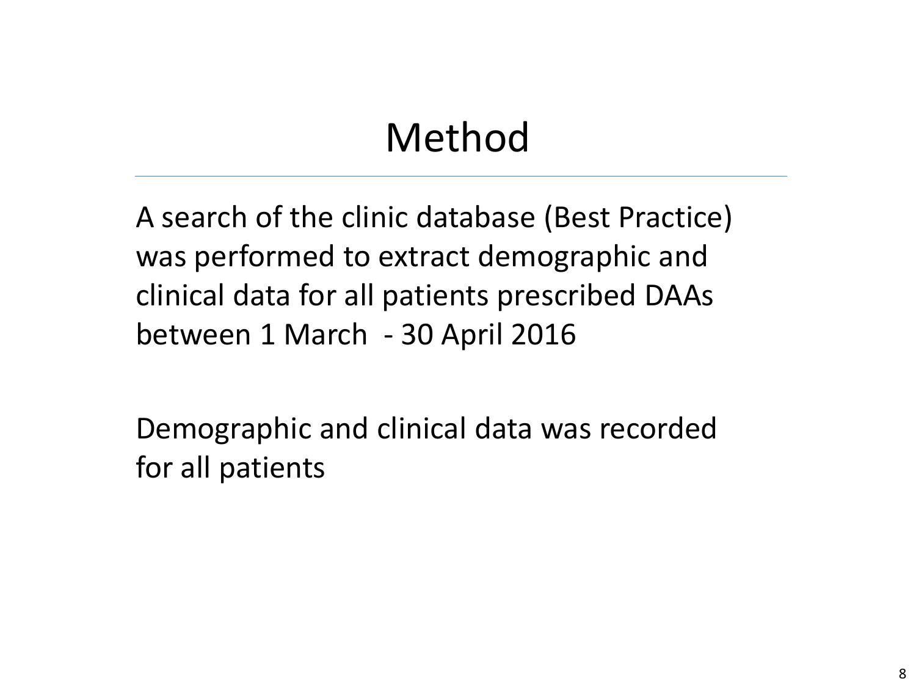# Method

A search of the clinic database (Best Practice) was performed to extract demographic and clinical data for all patients prescribed DAAs between 1 March - 30 April 2016

Demographic and clinical data was recorded for all patients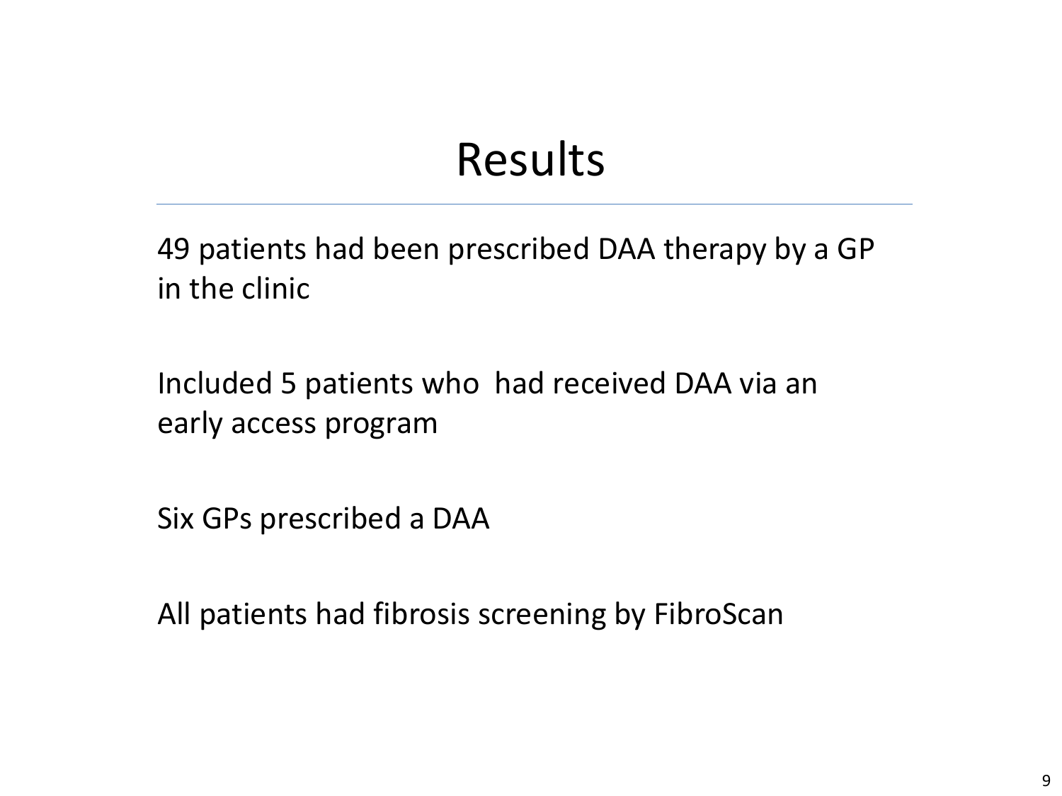# Results

49 patients had been prescribed DAA therapy by a GP in the clinic

Included 5 patients who had received DAA via an early access program

Six GPs prescribed a DAA

All patients had fibrosis screening by FibroScan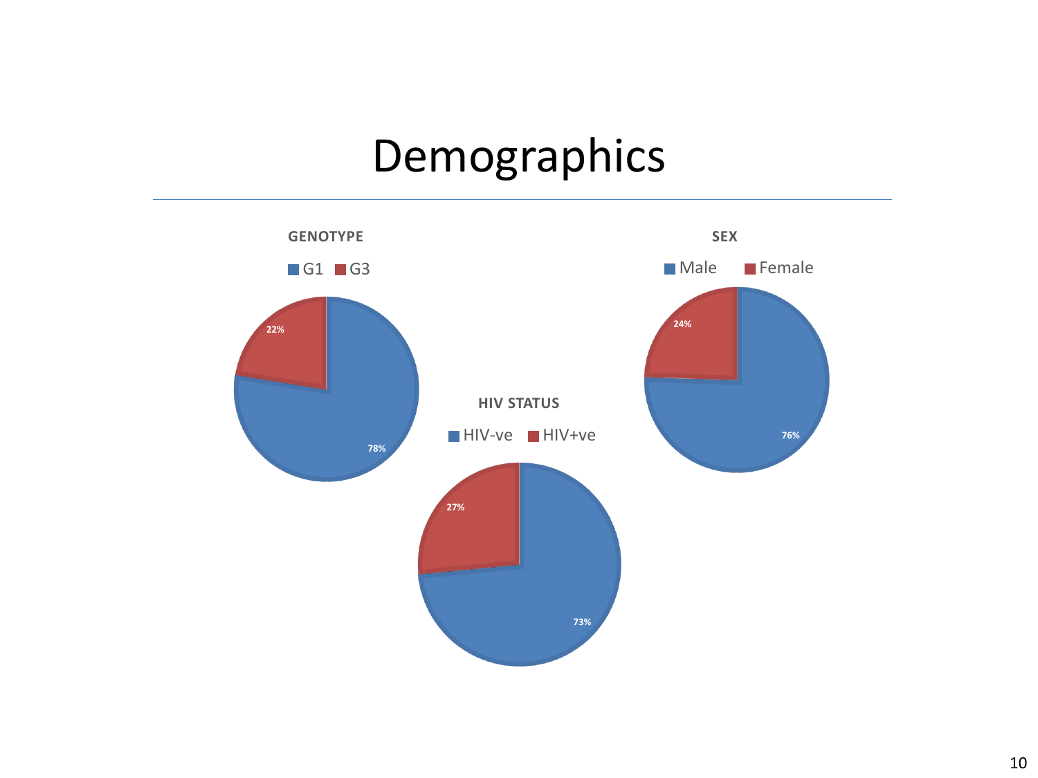# Demographics

**GENOTYPE**

- G1: 78%
- G3: 22%

**SEX**

- Male: 76%
- Female: 24%

**HIV STATUS**

- HIV-ve: 73%
- HIV+ve: 27%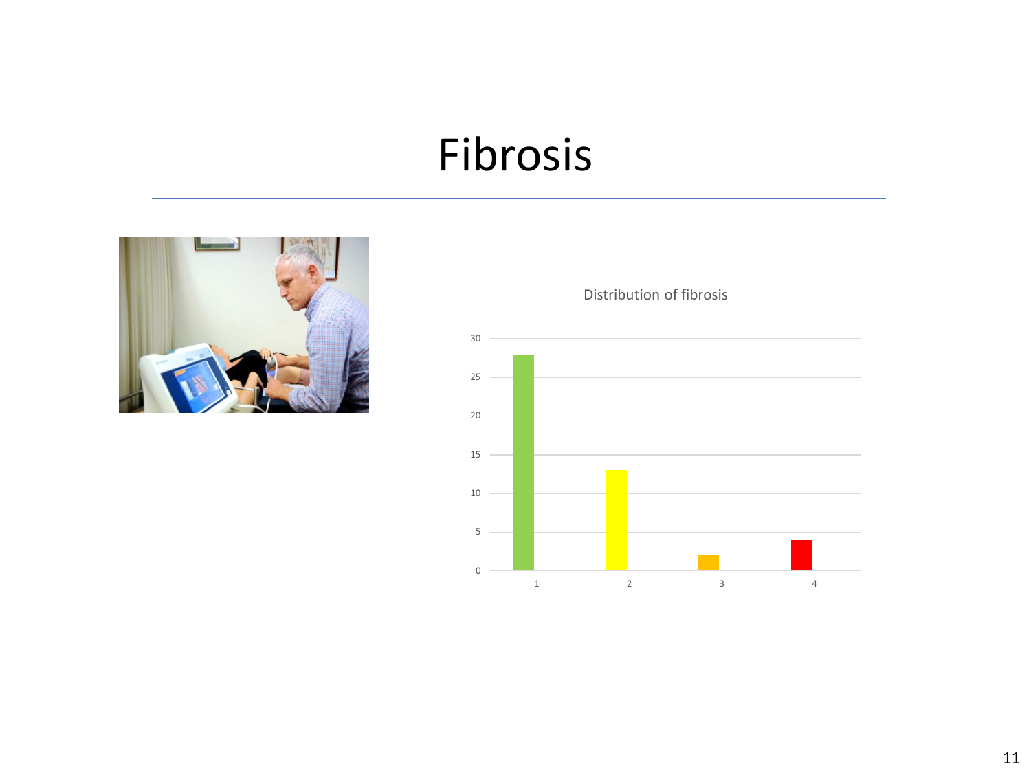# Fibrosis

Distribution of fibrosis

| Category | Value |
|---|---|
| 1 | 28 |
| 2 | 13 |
| 3 | 2 |
| 4 | 4 |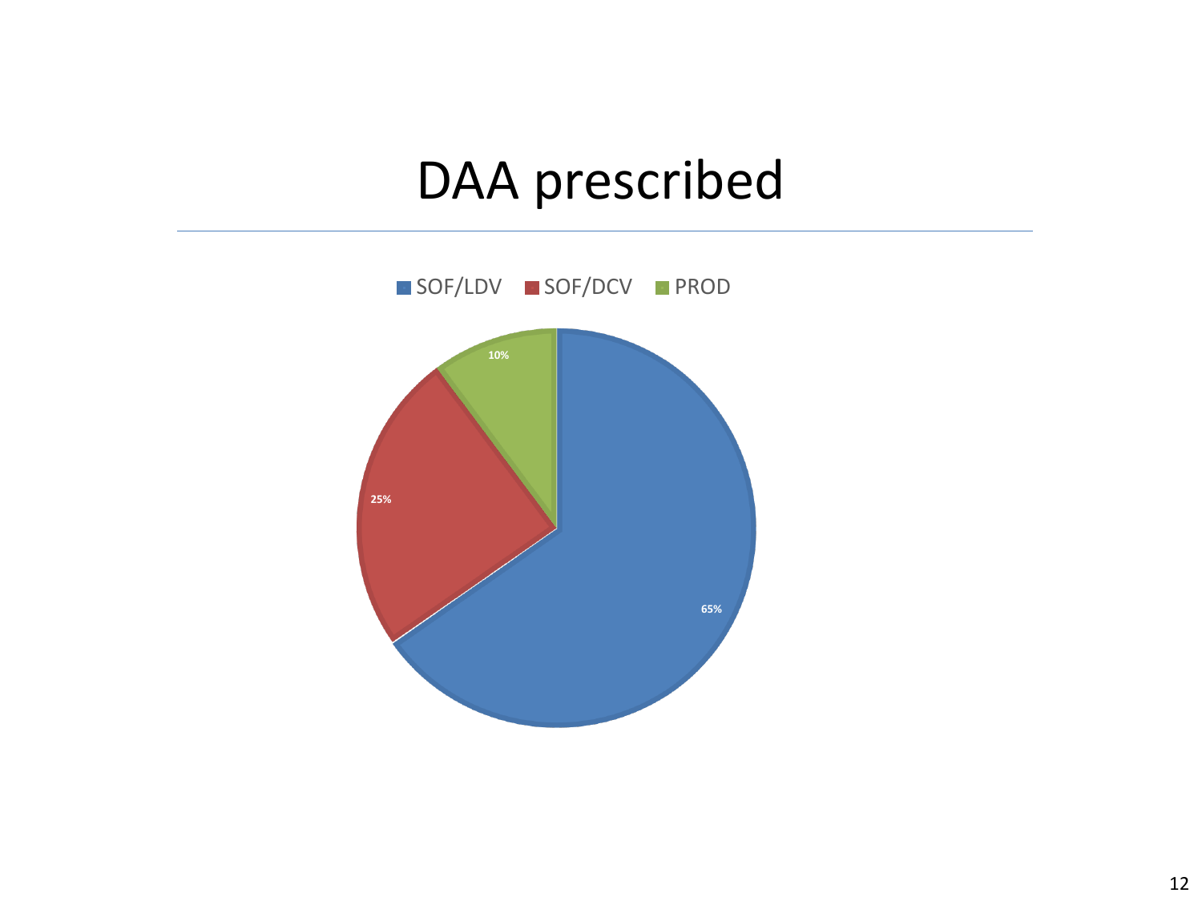# DAA prescribed

| DAA | % |
|---|---|
| SOF/LDV | 65% |
| SOF/DCV | 25% |
| PROD | 10% |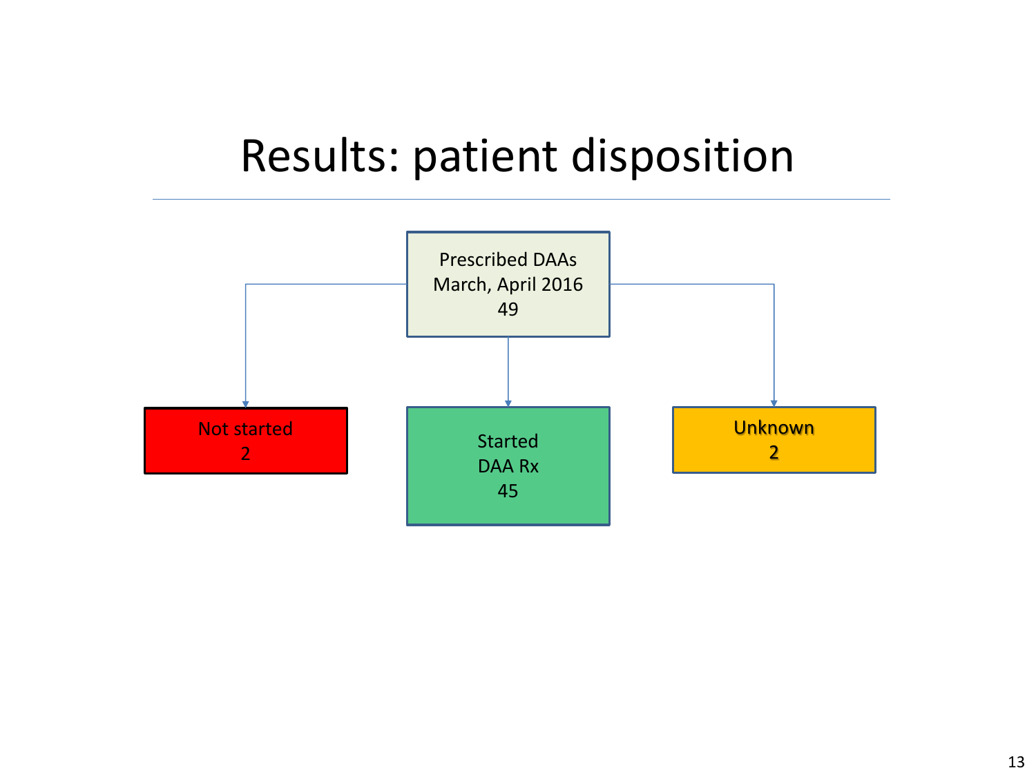# Results: patient disposition

Prescribed DAAs
March, April 2016
49

- Not started
  2
- Started
  DAA Rx
  45
- Unknown
  2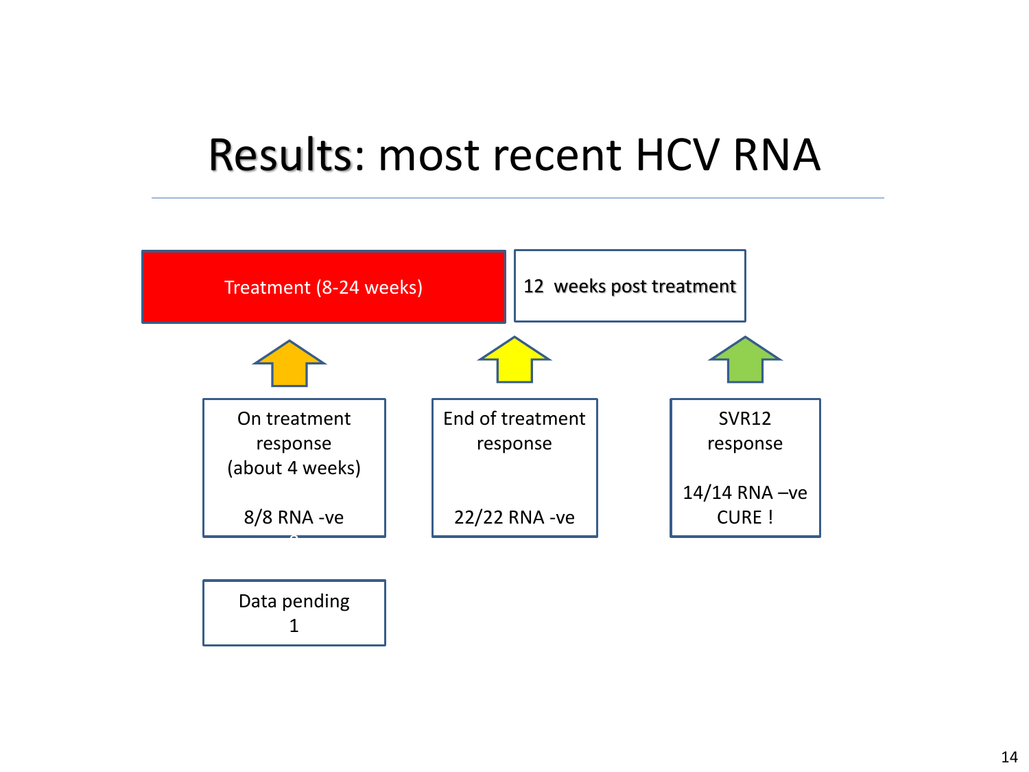# Results: most recent HCV RNA

Treatment (8-24 weeks)

12 weeks post treatment

On treatment response (about 4 weeks)

8/8 RNA -ve

End of treatment response

22/22 RNA -ve

SVR12 response

14/14 RNA –ve
CURE !

Data pending
1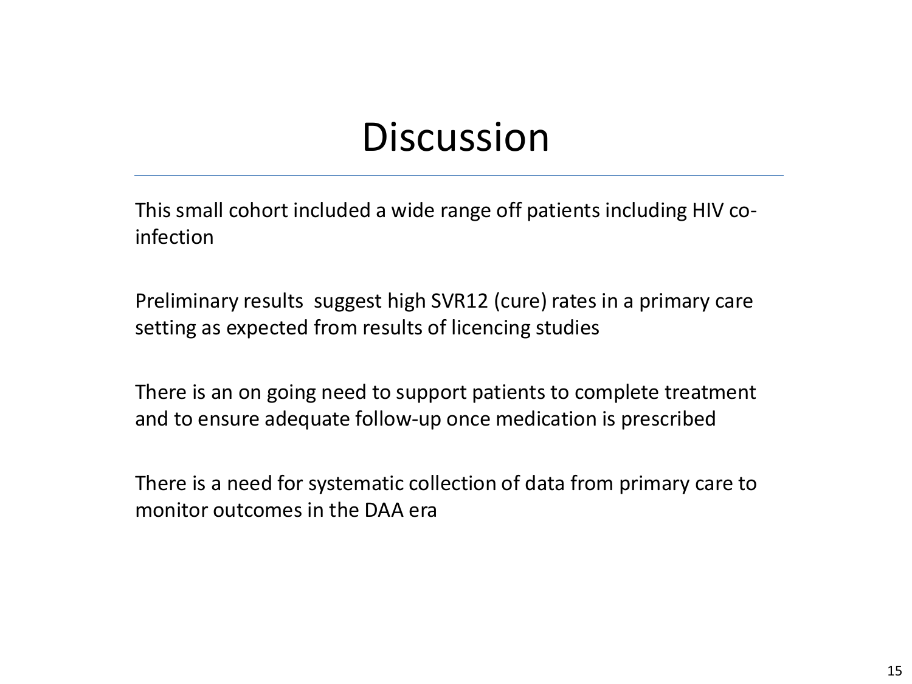# Discussion

This small cohort included a wide range off patients including HIV co-infection

Preliminary results  suggest high SVR12 (cure) rates in a primary care setting as expected from results of licencing studies

There is an on going need to support patients to complete treatment and to ensure adequate follow-up once medication is prescribed

There is a need for systematic collection of data from primary care to monitor outcomes in the DAA era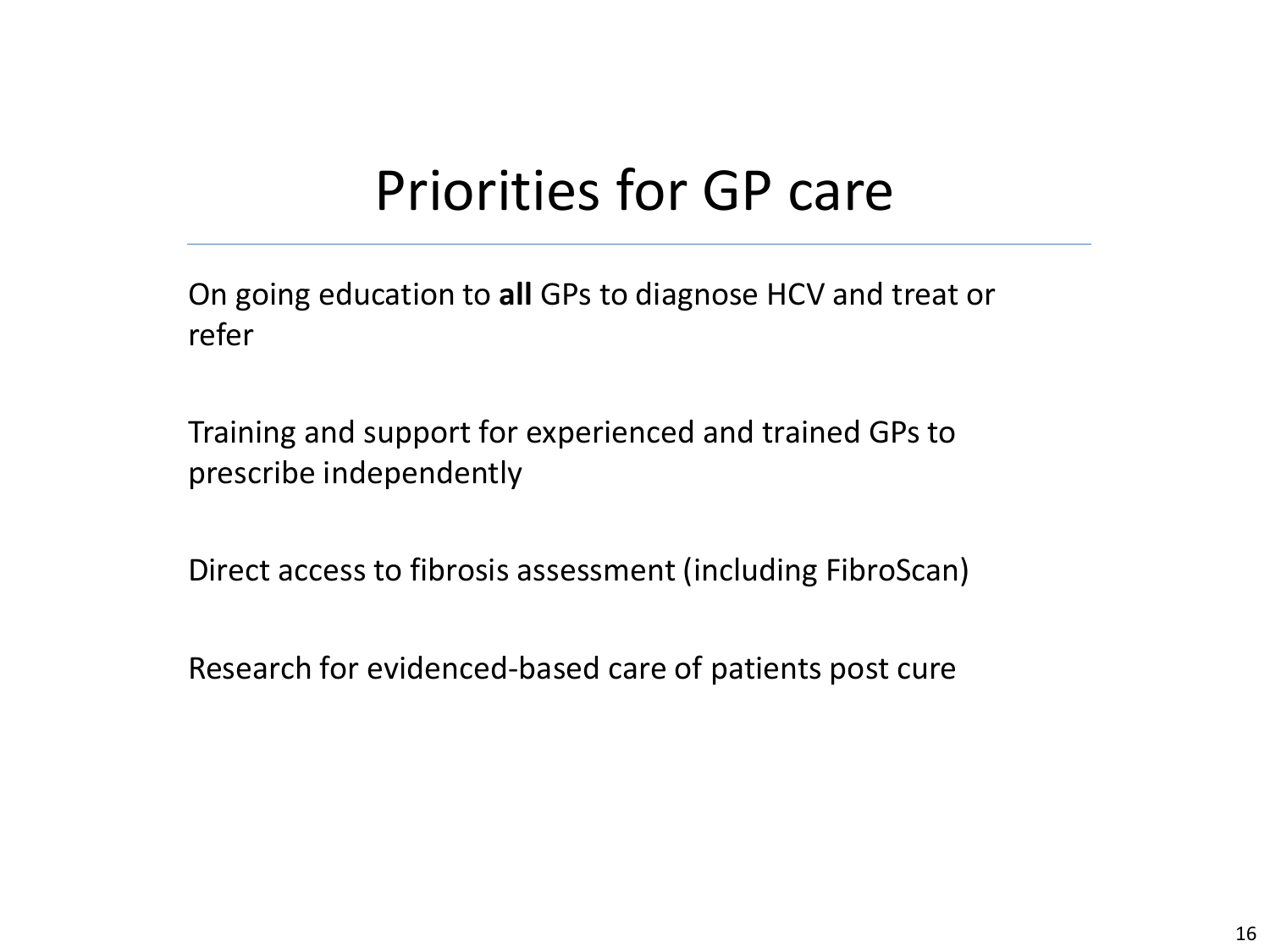# Priorities for GP care

On going education to **all** GPs to diagnose HCV and treat or refer

Training and support for experienced and trained GPs to prescribe independently

Direct access to fibrosis assessment (including FibroScan)

Research for evidenced-based care of patients post cure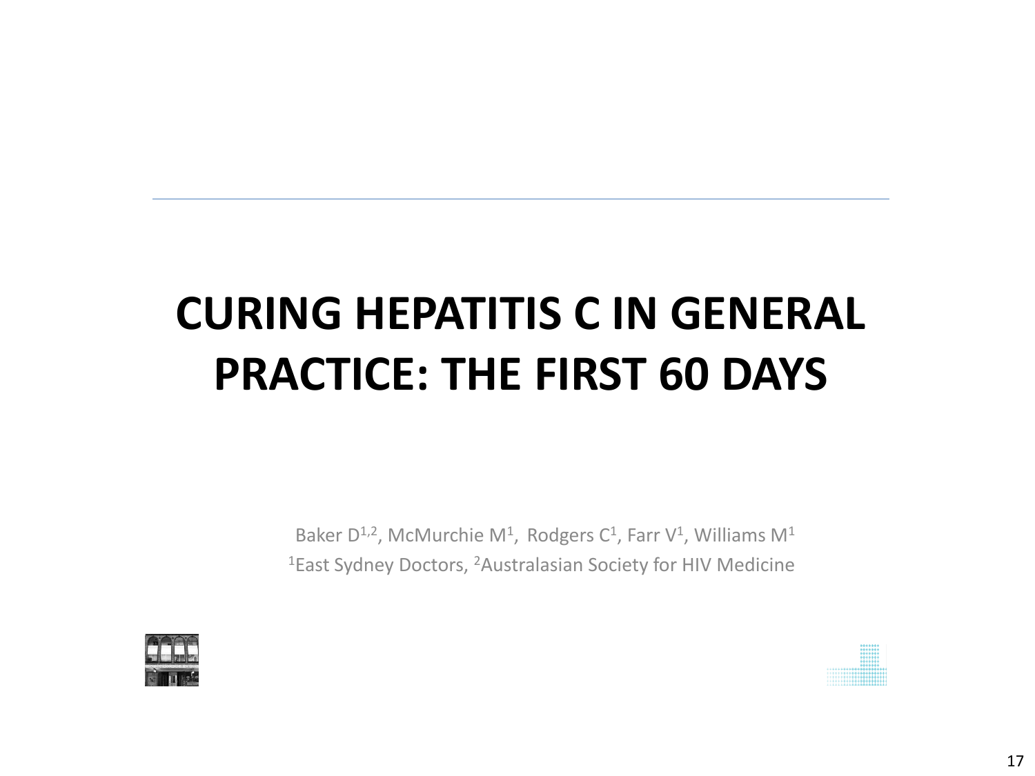# CURING HEPATITIS C IN GENERAL PRACTICE: THE FIRST 60 DAYS

Baker D[1,2], McMurchie M[1], Rodgers C[1], Farr V[1], Williams M[1]

[1]East Sydney Doctors, [2]Australasian Society for HIV Medicine